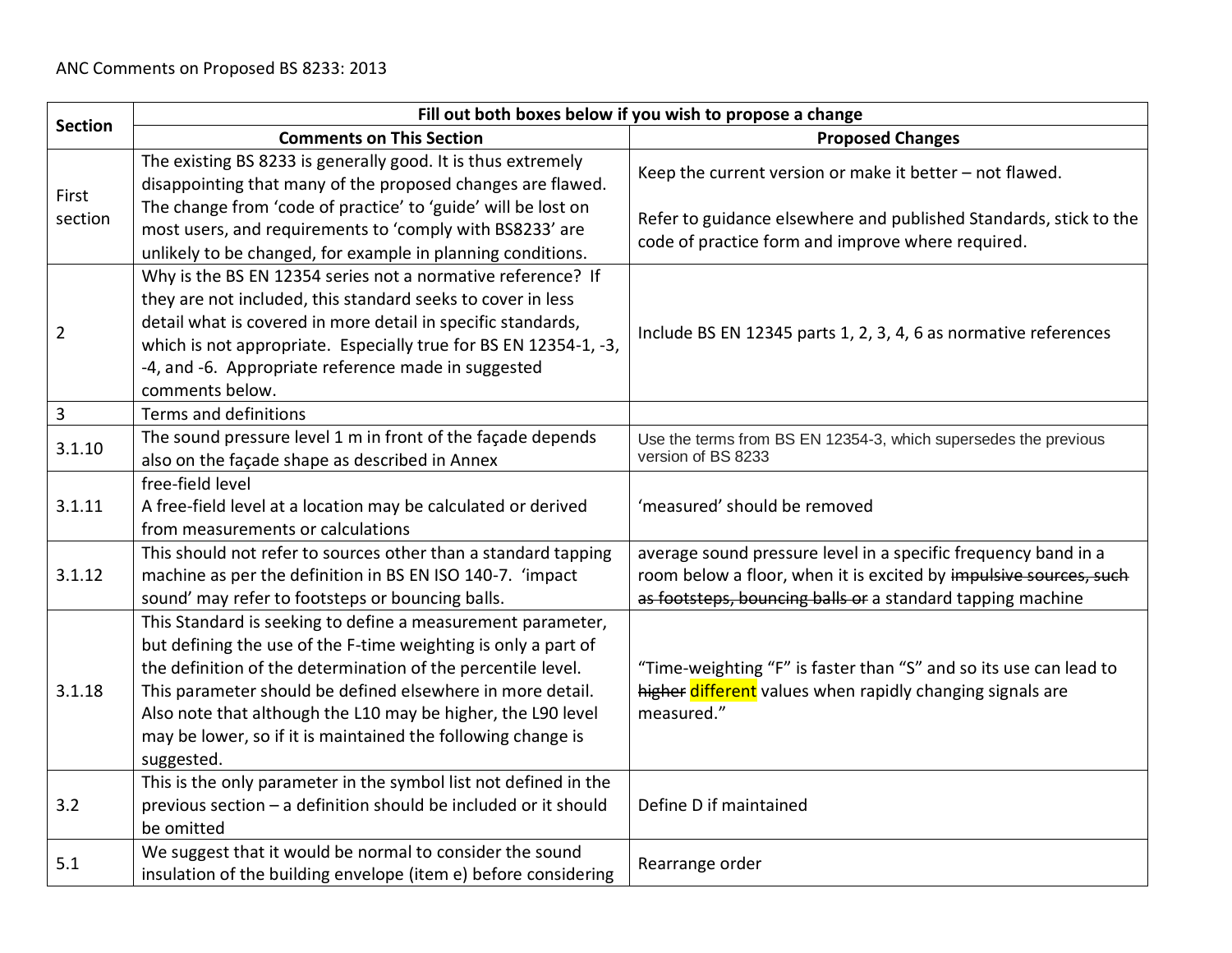ANC Comments on Proposed BS 8233: 2013

| Section | Fill out both boxes below if you wish to propose a change | |
|---|---|---|
| | **Comments on This Section** | **Proposed Changes** |
| First section | The existing BS 8233 is generally good. It is thus extremely disappointing that many of the proposed changes are flawed. The change from 'code of practice' to 'guide' will be lost on most users, and requirements to 'comply with BS8233' are unlikely to be changed, for example in planning conditions. | Keep the current version or make it better – not flawed.<br><br>Refer to guidance elsewhere and published Standards, stick to the code of practice form and improve where required. |
| 2 | Why is the BS EN 12354 series not a normative reference? If they are not included, this standard seeks to cover in less detail what is covered in more detail in specific standards, which is not appropriate. Especially true for BS EN 12354-1, -3, -4, and -6. Appropriate reference made in suggested comments below. | Include BS EN 12345 parts 1, 2, 3, 4, 6 as normative references |
| 3 | Terms and definitions | |
| 3.1.10 | The sound pressure level 1 m in front of the façade depends also on the façade shape as described in Annex | Use the terms from BS EN 12354-3, which supersedes the previous version of BS 8233 |
| 3.1.11 | free-field level<br>A free-field level at a location may be calculated or derived from measurements or calculations | 'measured' should be removed |
| 3.1.12 | This should not refer to sources other than a standard tapping machine as per the definition in BS EN ISO 140-7. 'impact sound' may refer to footsteps or bouncing balls. | average sound pressure level in a specific frequency band in a room below a floor, when it is excited by ~~impulsive sources, such as footsteps, bouncing balls or~~ a standard tapping machine |
| 3.1.18 | This Standard is seeking to define a measurement parameter, but defining the use of the F-time weighting is only a part of the definition of the determination of the percentile level. This parameter should be defined elsewhere in more detail. Also note that although the L10 may be higher, the L90 level may be lower, so if it is maintained the following change is suggested. | "Time-weighting "F" is faster than "S" and so its use can lead to ~~higher~~ different values when rapidly changing signals are measured." |
| 3.2 | This is the only parameter in the symbol list not defined in the previous section – a definition should be included or it should be omitted | Define D if maintained |
| 5.1 | We suggest that it would be normal to consider the sound insulation of the building envelope (item e) before considering | Rearrange order |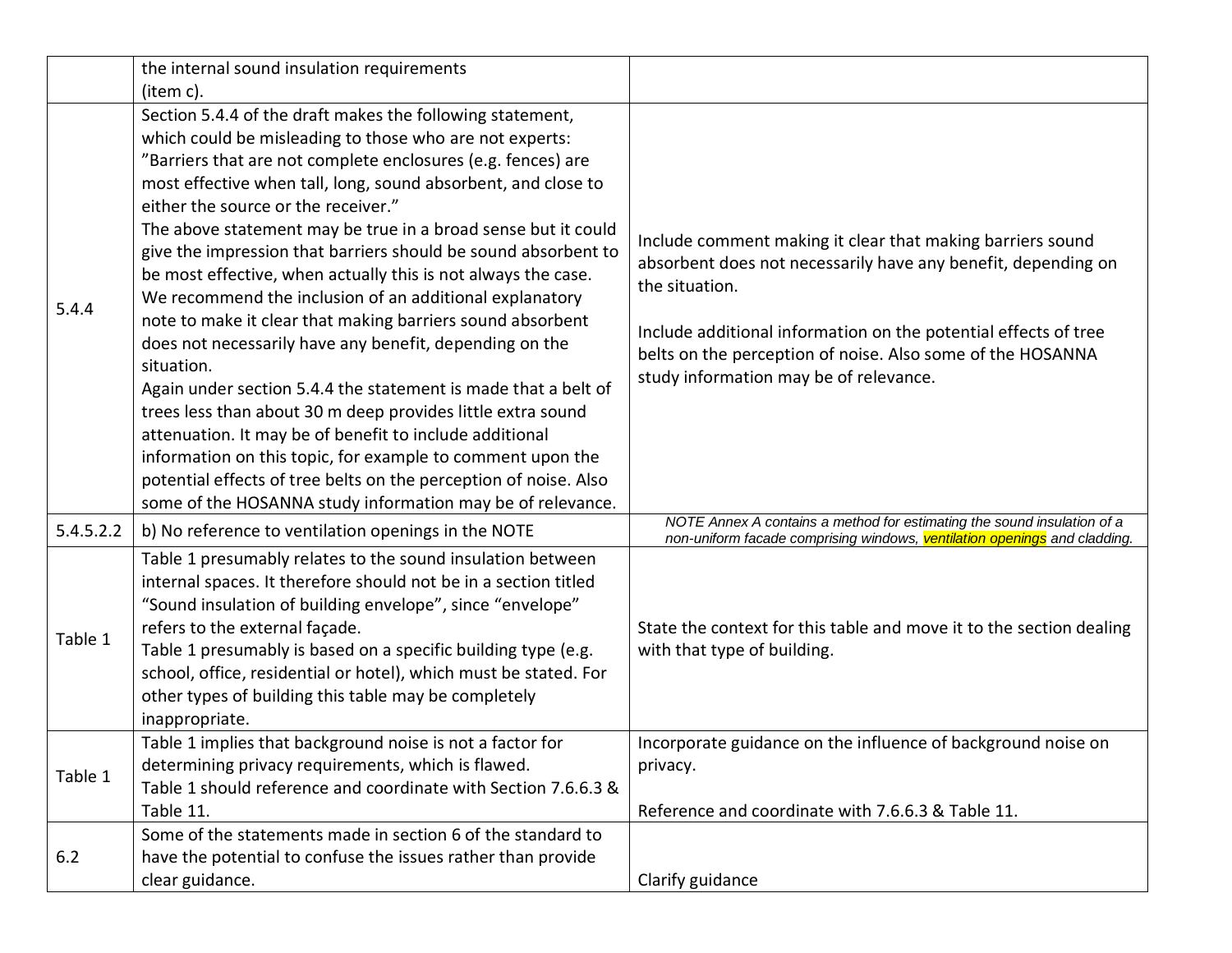| | | |
|---|---|---|
| | the internal sound insulation requirements (item c). | |
| 5.4.4 | Section 5.4.4 of the draft makes the following statement, which could be misleading to those who are not experts: "Barriers that are not complete enclosures (e.g. fences) are most effective when tall, long, sound absorbent, and close to either the source or the receiver." The above statement may be true in a broad sense but it could give the impression that barriers should be sound absorbent to be most effective, when actually this is not always the case. We recommend the inclusion of an additional explanatory note to make it clear that making barriers sound absorbent does not necessarily have any benefit, depending on the situation. Again under section 5.4.4 the statement is made that a belt of trees less than about 30 m deep provides little extra sound attenuation. It may be of benefit to include additional information on this topic, for example to comment upon the potential effects of tree belts on the perception of noise. Also some of the HOSANNA study information may be of relevance. | Include comment making it clear that making barriers sound absorbent does not necessarily have any benefit, depending on the situation. <br><br> Include additional information on the potential effects of tree belts on the perception of noise. Also some of the HOSANNA study information may be of relevance. |
| 5.4.5.2.2 | b) No reference to ventilation openings in the NOTE | *NOTE Annex A contains a method for estimating the sound insulation of a non-uniform facade comprising windows, ventilation openings and cladding.* |
| Table 1 | Table 1 presumably relates to the sound insulation between internal spaces. It therefore should not be in a section titled "Sound insulation of building envelope", since "envelope" refers to the external façade. Table 1 presumably is based on a specific building type (e.g. school, office, residential or hotel), which must be stated. For other types of building this table may be completely inappropriate. | State the context for this table and move it to the section dealing with that type of building. |
| Table 1 | Table 1 implies that background noise is not a factor for determining privacy requirements, which is flawed. Table 1 should reference and coordinate with Section 7.6.6.3 & Table 11. | Incorporate guidance on the influence of background noise on privacy. <br><br> Reference and coordinate with 7.6.6.3 & Table 11. |
| 6.2 | Some of the statements made in section 6 of the standard to have the potential to confuse the issues rather than provide clear guidance. | Clarify guidance |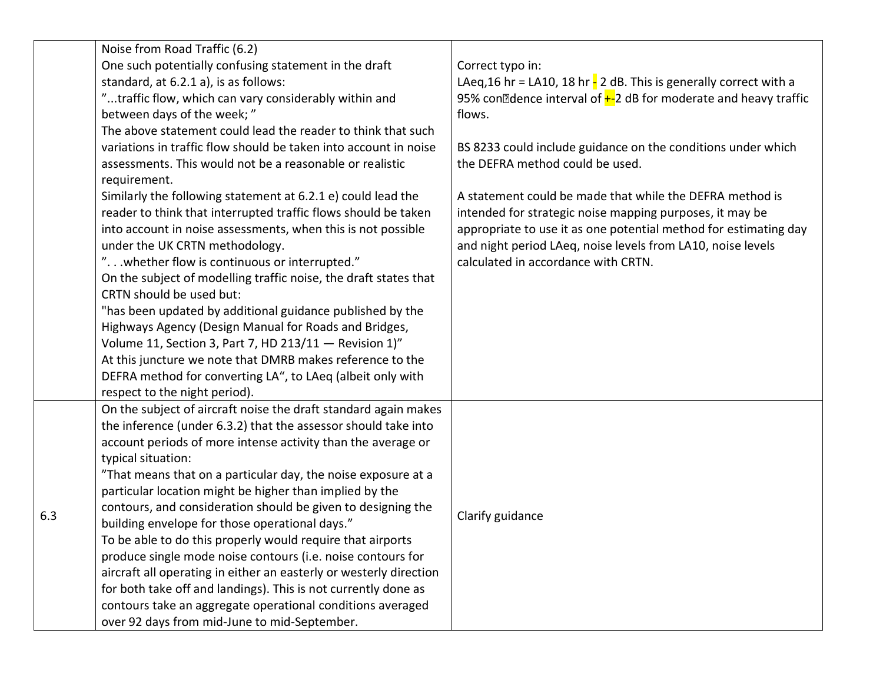| | | |
|---|---|---|
| | Noise from Road Traffic (6.2)<br>One such potentially confusing statement in the draft standard, at 6.2.1 a), is as follows:<br>"...traffic flow, which can vary considerably within and between days of the week; "<br>The above statement could lead the reader to think that such variations in traffic flow should be taken into account in noise assessments. This would not be a reasonable or realistic requirement.<br>Similarly the following statement at 6.2.1 e) could lead the reader to think that interrupted traffic flows should be taken into account in noise assessments, when this is not possible under the UK CRTN methodology.<br>". . .whether flow is continuous or interrupted."<br>On the subject of modelling traffic noise, the draft states that CRTN should be used but:<br>"has been updated by additional guidance published by the Highways Agency (Design Manual for Roads and Bridges, Volume 11, Section 3, Part 7, HD 213/11 — Revision 1)"<br>At this juncture we note that DMRB makes reference to the DEFRA method for converting LA", to LAeq (albeit only with respect to the night period). | Correct typo in:<br>LAeq,16 hr = LA10, 18 hr - 2 dB. This is generally correct with a 95% confidence interval of +-2 dB for moderate and heavy traffic flows.<br><br>BS 8233 could include guidance on the conditions under which the DEFRA method could be used.<br><br>A statement could be made that while the DEFRA method is intended for strategic noise mapping purposes, it may be appropriate to use it as one potential method for estimating day and night period LAeq, noise levels from LA10, noise levels calculated in accordance with CRTN. |
| 6.3 | On the subject of aircraft noise the draft standard again makes the inference (under 6.3.2) that the assessor should take into account periods of more intense activity than the average or typical situation:<br>"That means that on a particular day, the noise exposure at a particular location might be higher than implied by the contours, and consideration should be given to designing the building envelope for those operational days."<br>To be able to do this properly would require that airports produce single mode noise contours (i.e. noise contours for aircraft all operating in either an easterly or westerly direction for both take off and landings). This is not currently done as contours take an aggregate operational conditions averaged over 92 days from mid-June to mid-September. | Clarify guidance |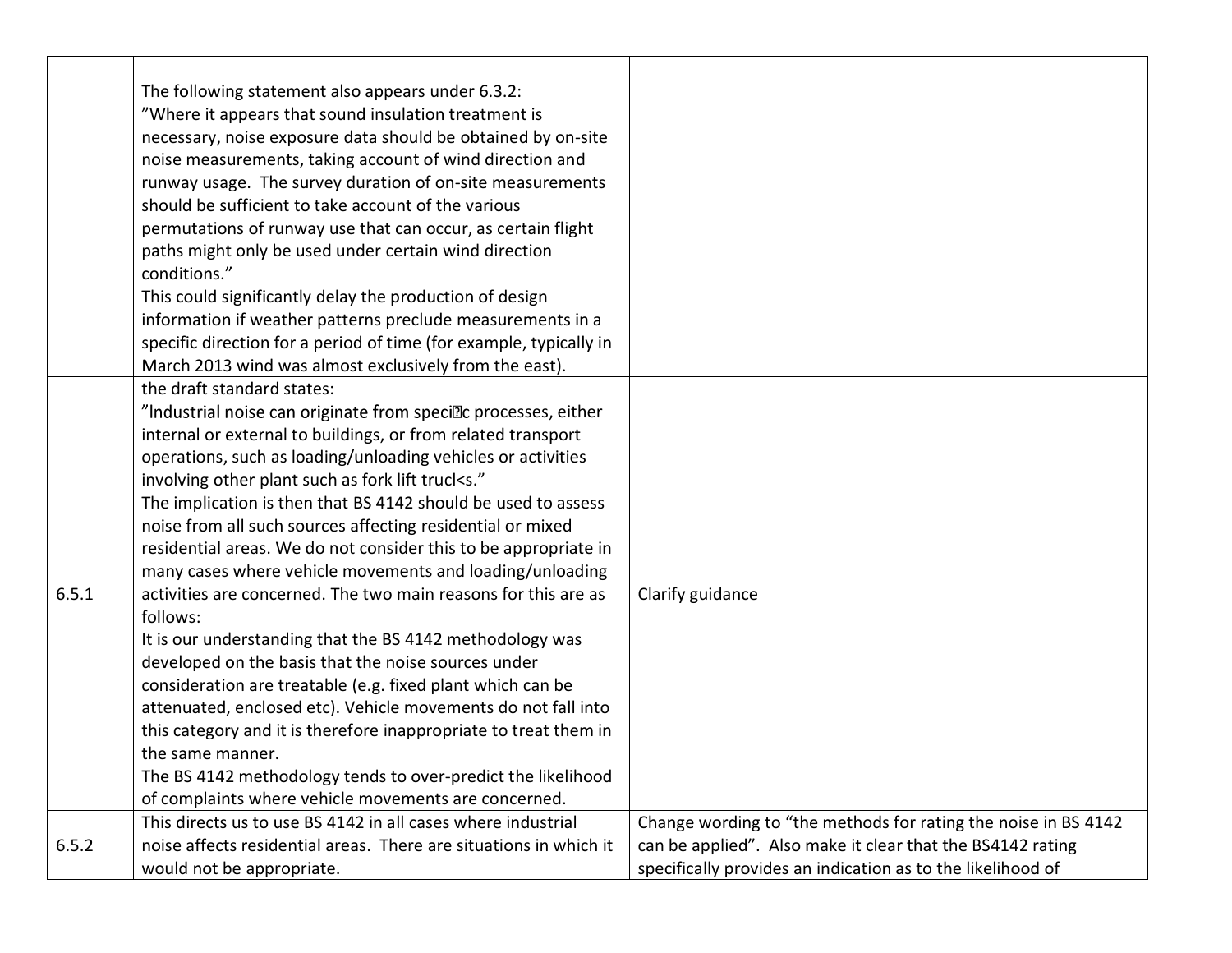| | | |
|---|---|---|
| | The following statement also appears under 6.3.2:<br>"Where it appears that sound insulation treatment is necessary, noise exposure data should be obtained by on-site noise measurements, taking account of wind direction and runway usage. The survey duration of on-site measurements should be sufficient to take account of the various permutations of runway use that can occur, as certain flight paths might only be used under certain wind direction conditions."<br>This could significantly delay the production of design information if weather patterns preclude measurements in a specific direction for a period of time (for example, typically in March 2013 wind was almost exclusively from the east). | |
| 6.5.1 | the draft standard states:<br>"Industrial noise can originate from speci�c processes, either internal or external to buildings, or from related transport operations, such as loading/unloading vehicles or activities involving other plant such as fork lift trucl<s."<br>The implication is then that BS 4142 should be used to assess noise from all such sources affecting residential or mixed residential areas. We do not consider this to be appropriate in many cases where vehicle movements and loading/unloading activities are concerned. The two main reasons for this are as follows:<br>It is our understanding that the BS 4142 methodology was developed on the basis that the noise sources under consideration are treatable (e.g. fixed plant which can be attenuated, enclosed etc). Vehicle movements do not fall into this category and it is therefore inappropriate to treat them in the same manner.<br>The BS 4142 methodology tends to over-predict the likelihood of complaints where vehicle movements are concerned. | Clarify guidance |
| 6.5.2 | This directs us to use BS 4142 in all cases where industrial noise affects residential areas. There are situations in which it would not be appropriate. | Change wording to "the methods for rating the noise in BS 4142 can be applied". Also make it clear that the BS4142 rating specifically provides an indication as to the likelihood of |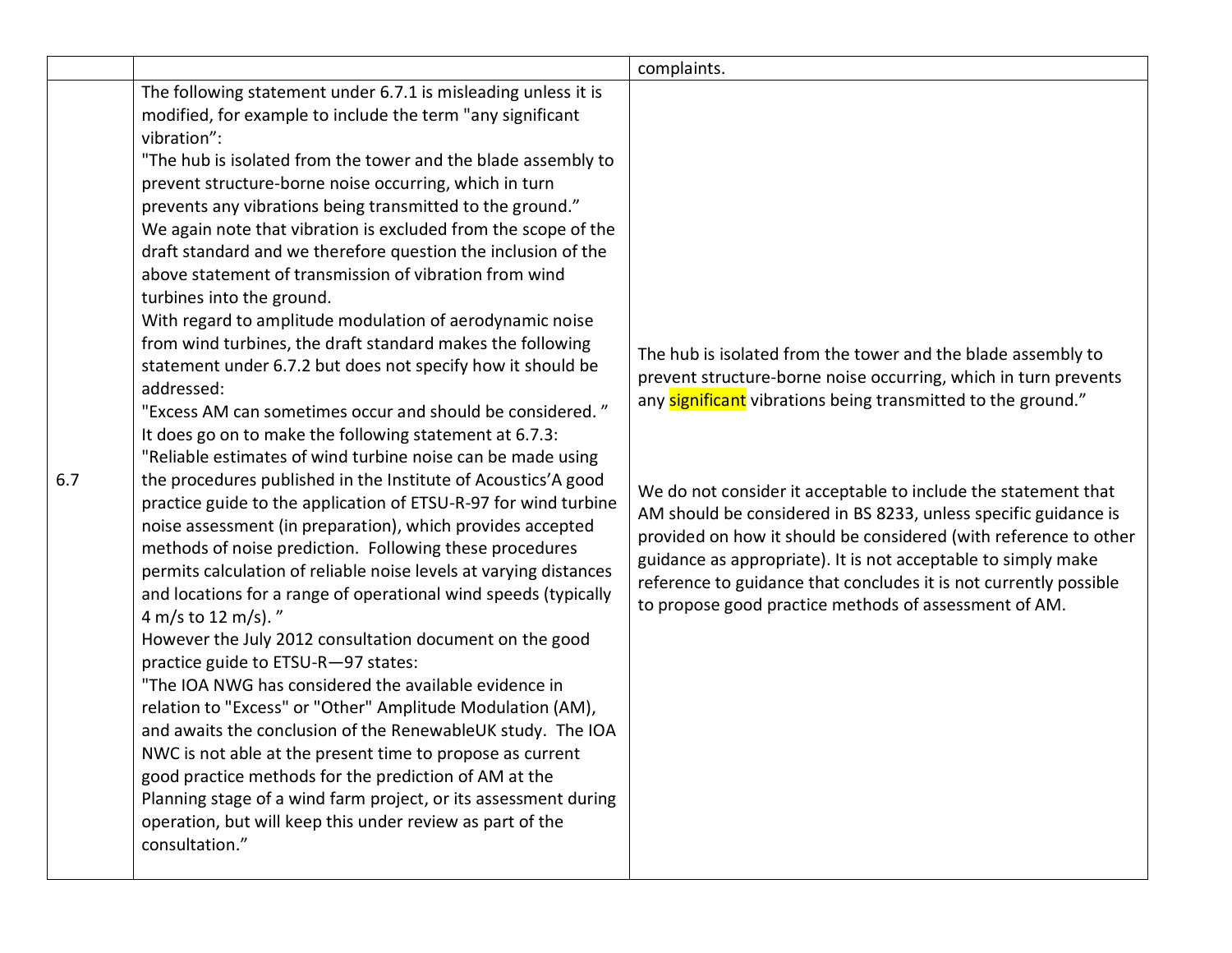| | | |
|---|---|---|
| | | complaints. |
| 6.7 | The following statement under 6.7.1 is misleading unless it is modified, for example to include the term "any significant vibration":<br>"The hub is isolated from the tower and the blade assembly to prevent structure-borne noise occurring, which in turn prevents any vibrations being transmitted to the ground."<br>We again note that vibration is excluded from the scope of the draft standard and we therefore question the inclusion of the above statement of transmission of vibration from wind turbines into the ground.<br>With regard to amplitude modulation of aerodynamic noise from wind turbines, the draft standard makes the following statement under 6.7.2 but does not specify how it should be addressed:<br>"Excess AM can sometimes occur and should be considered. "<br>It does go on to make the following statement at 6.7.3:<br>"Reliable estimates of wind turbine noise can be made using the procedures published in the Institute of Acoustics'A good practice guide to the application of ETSU-R-97 for wind turbine noise assessment (in preparation), which provides accepted methods of noise prediction. Following these procedures permits calculation of reliable noise levels at varying distances and locations for a range of operational wind speeds (typically 4 m/s to 12 m/s). "<br>However the July 2012 consultation document on the good practice guide to ETSU-R—97 states:<br>"The IOA NWG has considered the available evidence in relation to "Excess" or "Other" Amplitude Modulation (AM), and awaits the conclusion of the RenewableUK study. The IOA NWC is not able at the present time to propose as current good practice methods for the prediction of AM at the Planning stage of a wind farm project, or its assessment during operation, but will keep this under review as part of the consultation." | The hub is isolated from the tower and the blade assembly to prevent structure-borne noise occurring, which in turn prevents any significant vibrations being transmitted to the ground."<br><br>We do not consider it acceptable to include the statement that AM should be considered in BS 8233, unless specific guidance is provided on how it should be considered (with reference to other guidance as appropriate). It is not acceptable to simply make reference to guidance that concludes it is not currently possible to propose good practice methods of assessment of AM. |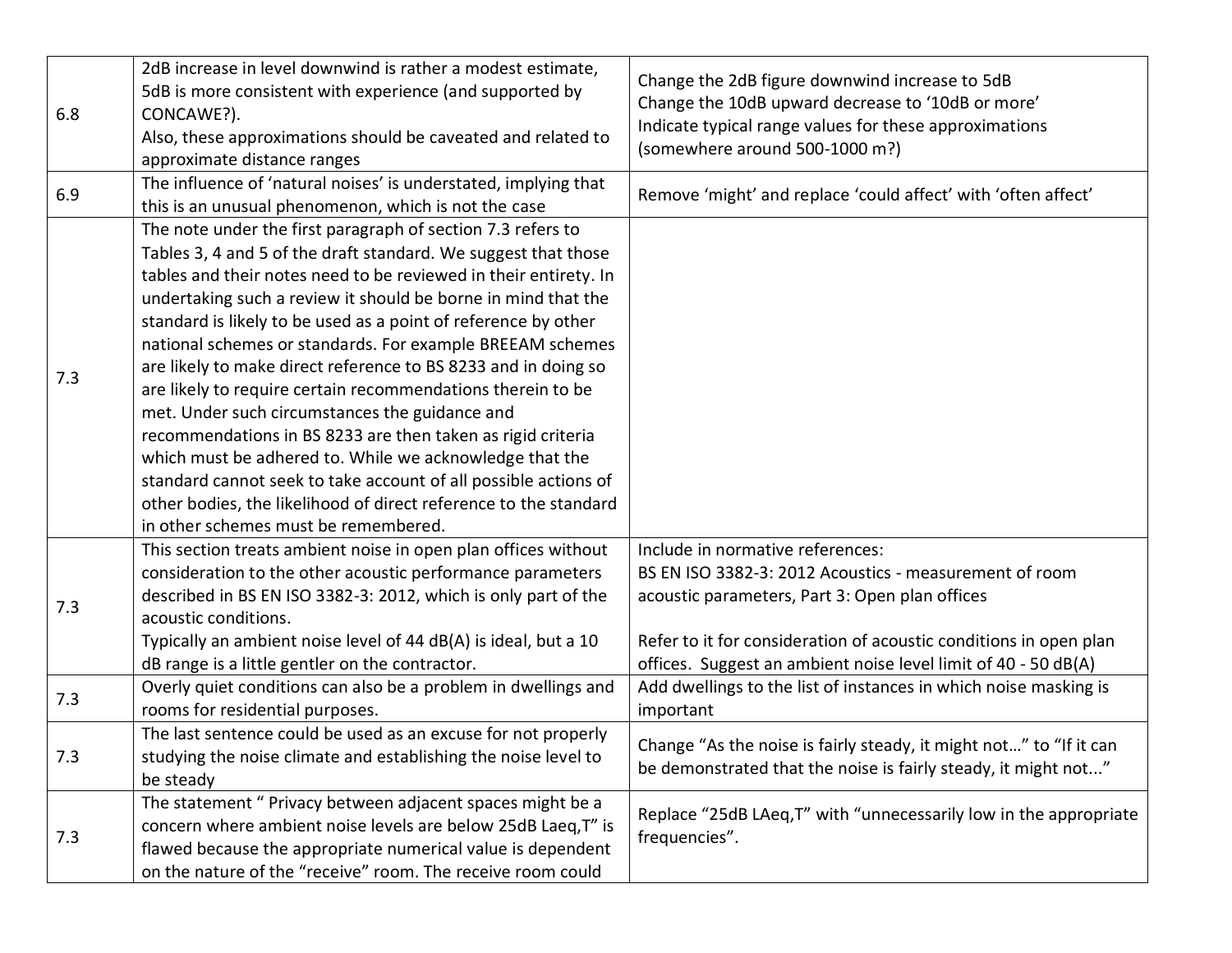| | | |
|---|---|---|
| 6.8 | 2dB increase in level downwind is rather a modest estimate, 5dB is more consistent with experience (and supported by CONCAWE?).<br>Also, these approximations should be caveated and related to approximate distance ranges | Change the 2dB figure downwind increase to 5dB<br>Change the 10dB upward decrease to '10dB or more'<br>Indicate typical range values for these approximations (somewhere around 500-1000 m?) |
| 6.9 | The influence of 'natural noises' is understated, implying that this is an unusual phenomenon, which is not the case | Remove 'might' and replace 'could affect' with 'often affect' |
| 7.3 | The note under the first paragraph of section 7.3 refers to Tables 3, 4 and 5 of the draft standard. We suggest that those tables and their notes need to be reviewed in their entirety. In undertaking such a review it should be borne in mind that the standard is likely to be used as a point of reference by other national schemes or standards. For example BREEAM schemes are likely to make direct reference to BS 8233 and in doing so are likely to require certain recommendations therein to be met. Under such circumstances the guidance and recommendations in BS 8233 are then taken as rigid criteria which must be adhered to. While we acknowledge that the standard cannot seek to take account of all possible actions of other bodies, the likelihood of direct reference to the standard in other schemes must be remembered. | |
| 7.3 | This section treats ambient noise in open plan offices without consideration to the other acoustic performance parameters described in BS EN ISO 3382-3: 2012, which is only part of the acoustic conditions.<br>Typically an ambient noise level of 44 dB(A) is ideal, but a 10 dB range is a little gentler on the contractor. | Include in normative references:<br>BS EN ISO 3382-3: 2012 Acoustics - measurement of room acoustic parameters, Part 3: Open plan offices<br><br>Refer to it for consideration of acoustic conditions in open plan offices. Suggest an ambient noise level limit of 40 - 50 dB(A) |
| 7.3 | Overly quiet conditions can also be a problem in dwellings and rooms for residential purposes. | Add dwellings to the list of instances in which noise masking is important |
| 7.3 | The last sentence could be used as an excuse for not properly studying the noise climate and establishing the noise level to be steady | Change "As the noise is fairly steady, it might not…" to "If it can be demonstrated that the noise is fairly steady, it might not..." |
| 7.3 | The statement " Privacy between adjacent spaces might be a concern where ambient noise levels are below 25dB Laeq,T" is flawed because the appropriate numerical value is dependent on the nature of the "receive" room. The receive room could | Replace "25dB LAeq,T" with "unnecessarily low in the appropriate frequencies". |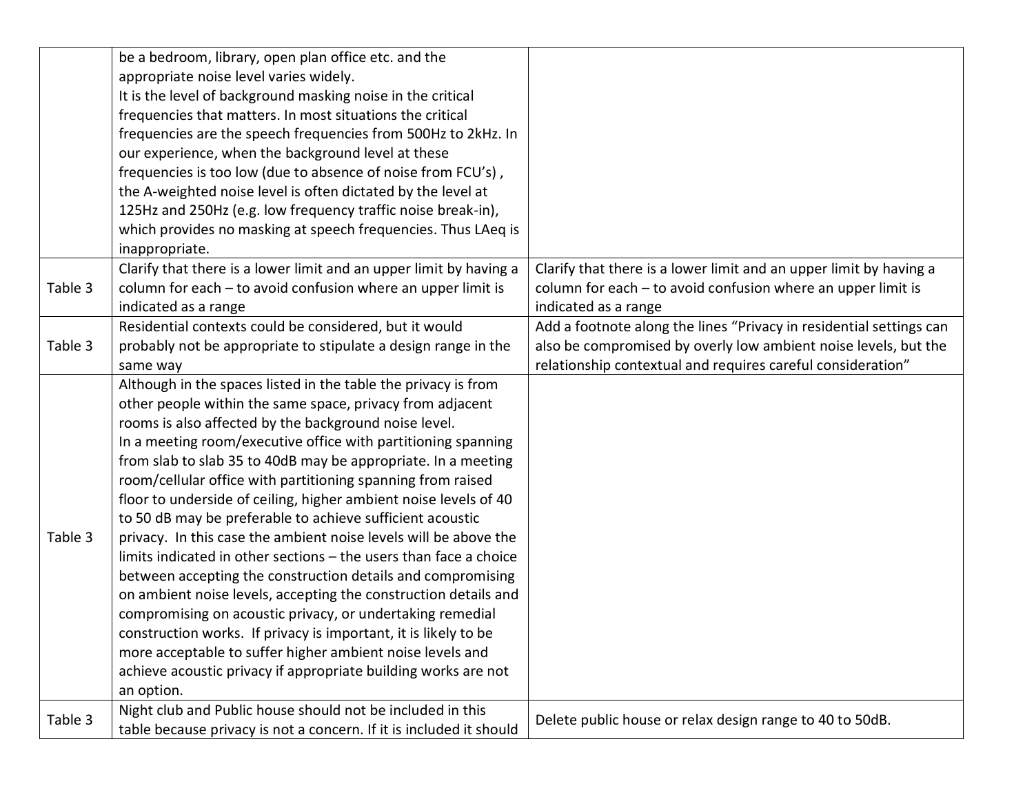| | | |
|---|---|---|
| | be a bedroom, library, open plan office etc. and the appropriate noise level varies widely.<br>It is the level of background masking noise in the critical frequencies that matters. In most situations the critical frequencies are the speech frequencies from 500Hz to 2kHz. In our experience, when the background level at these frequencies is too low (due to absence of noise from FCU's) , the A-weighted noise level is often dictated by the level at 125Hz and 250Hz (e.g. low frequency traffic noise break-in), which provides no masking at speech frequencies. Thus LAeq is inappropriate. | |
| Table 3 | Clarify that there is a lower limit and an upper limit by having a column for each – to avoid confusion where an upper limit is indicated as a range | Clarify that there is a lower limit and an upper limit by having a column for each – to avoid confusion where an upper limit is indicated as a range |
| Table 3 | Residential contexts could be considered, but it would probably not be appropriate to stipulate a design range in the same way | Add a footnote along the lines "Privacy in residential settings can also be compromised by overly low ambient noise levels, but the relationship contextual and requires careful consideration" |
| Table 3 | Although in the spaces listed in the table the privacy is from other people within the same space, privacy from adjacent rooms is also affected by the background noise level.<br>In a meeting room/executive office with partitioning spanning from slab to slab 35 to 40dB may be appropriate. In a meeting room/cellular office with partitioning spanning from raised floor to underside of ceiling, higher ambient noise levels of 40 to 50 dB may be preferable to achieve sufficient acoustic privacy. In this case the ambient noise levels will be above the limits indicated in other sections – the users than face a choice between accepting the construction details and compromising on ambient noise levels, accepting the construction details and compromising on acoustic privacy, or undertaking remedial construction works. If privacy is important, it is likely to be more acceptable to suffer higher ambient noise levels and achieve acoustic privacy if appropriate building works are not an option. | |
| Table 3 | Night club and Public house should not be included in this table because privacy is not a concern. If it is included it should | Delete public house or relax design range to 40 to 50dB. |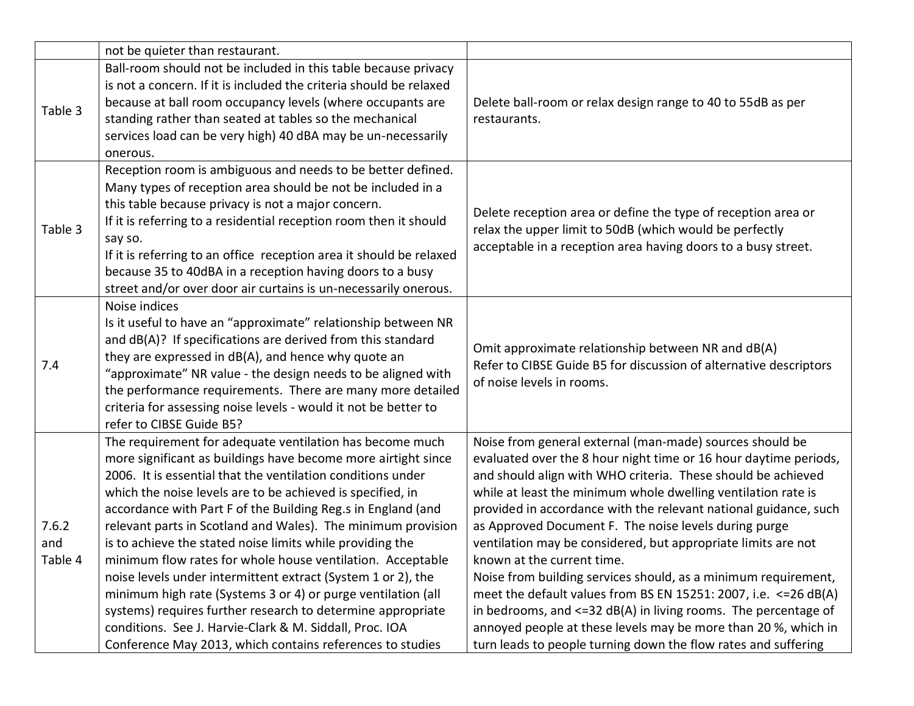| | | |
|---|---|---|
| | not be quieter than restaurant. | |
| Table 3 | Ball-room should not be included in this table because privacy is not a concern. If it is included the criteria should be relaxed because at ball room occupancy levels (where occupants are standing rather than seated at tables so the mechanical services load can be very high) 40 dBA may be un-necessarily onerous. | Delete ball-room or relax design range to 40 to 55dB as per restaurants. |
| Table 3 | Reception room is ambiguous and needs to be better defined. Many types of reception area should be not be included in a this table because privacy is not a major concern.<br>If it is referring to a residential reception room then it should say so.<br>If it is referring to an office reception area it should be relaxed because 35 to 40dBA in a reception having doors to a busy street and/or over door air curtains is un-necessarily onerous. | Delete reception area or define the type of reception area or relax the upper limit to 50dB (which would be perfectly acceptable in a reception area having doors to a busy street. |
| 7.4 | Noise indices<br>Is it useful to have an "approximate" relationship between NR and dB(A)? If specifications are derived from this standard they are expressed in dB(A), and hence why quote an "approximate" NR value - the design needs to be aligned with the performance requirements. There are many more detailed criteria for assessing noise levels - would it not be better to refer to CIBSE Guide B5? | Omit approximate relationship between NR and dB(A)<br>Refer to CIBSE Guide B5 for discussion of alternative descriptors of noise levels in rooms. |
| 7.6.2 and Table 4 | The requirement for adequate ventilation has become much more significant as buildings have become more airtight since 2006. It is essential that the ventilation conditions under which the noise levels are to be achieved is specified, in accordance with Part F of the Building Reg.s in England (and relevant parts in Scotland and Wales). The minimum provision is to achieve the stated noise limits while providing the minimum flow rates for whole house ventilation. Acceptable noise levels under intermittent extract (System 1 or 2), the minimum high rate (Systems 3 or 4) or purge ventilation (all systems) requires further research to determine appropriate conditions. See J. Harvie-Clark & M. Siddall, Proc. IOA Conference May 2013, which contains references to studies | Noise from general external (man-made) sources should be evaluated over the 8 hour night time or 16 hour daytime periods, and should align with WHO criteria. These should be achieved while at least the minimum whole dwelling ventilation rate is provided in accordance with the relevant national guidance, such as Approved Document F. The noise levels during purge ventilation may be considered, but appropriate limits are not known at the current time.<br>Noise from building services should, as a minimum requirement, meet the default values from BS EN 15251: 2007, i.e. <=26 dB(A) in bedrooms, and <=32 dB(A) in living rooms. The percentage of annoyed people at these levels may be more than 20 %, which in turn leads to people turning down the flow rates and suffering |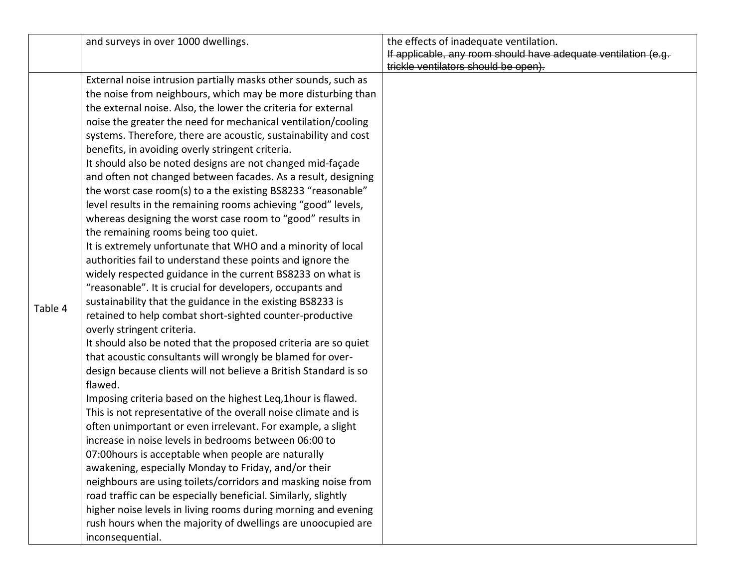|  |  |  |
|---|---|---|
|  | and surveys in over 1000 dwellings. | the effects of inadequate ventilation.<br>~~If applicable, any room should have adequate ventilation (e.g. trickle ventilators should be open).~~ |
| Table 4 | External noise intrusion partially masks other sounds, such as the noise from neighbours, which may be more disturbing than the external noise. Also, the lower the criteria for external noise the greater the need for mechanical ventilation/cooling systems. Therefore, there are acoustic, sustainability and cost benefits, in avoiding overly stringent criteria.<br>It should also be noted designs are not changed mid-façade and often not changed between facades. As a result, designing the worst case room(s) to a the existing BS8233 "reasonable" level results in the remaining rooms achieving "good" levels, whereas designing the worst case room to "good" results in the remaining rooms being too quiet.<br>It is extremely unfortunate that WHO and a minority of local authorities fail to understand these points and ignore the widely respected guidance in the current BS8233 on what is "reasonable". It is crucial for developers, occupants and sustainability that the guidance in the existing BS8233 is retained to help combat short-sighted counter-productive overly stringent criteria.<br>It should also be noted that the proposed criteria are so quiet that acoustic consultants will wrongly be blamed for over-design because clients will not believe a British Standard is so flawed.<br>Imposing criteria based on the highest Leq,1hour is flawed. This is not representative of the overall noise climate and is often unimportant or even irrelevant. For example, a slight increase in noise levels in bedrooms between 06:00 to 07:00hours is acceptable when people are naturally awakening, especially Monday to Friday, and/or their neighbours are using toilets/corridors and masking noise from road traffic can be especially beneficial. Similarly, slightly higher noise levels in living rooms during morning and evening rush hours when the majority of dwellings are unoocupied are inconsequential. |  |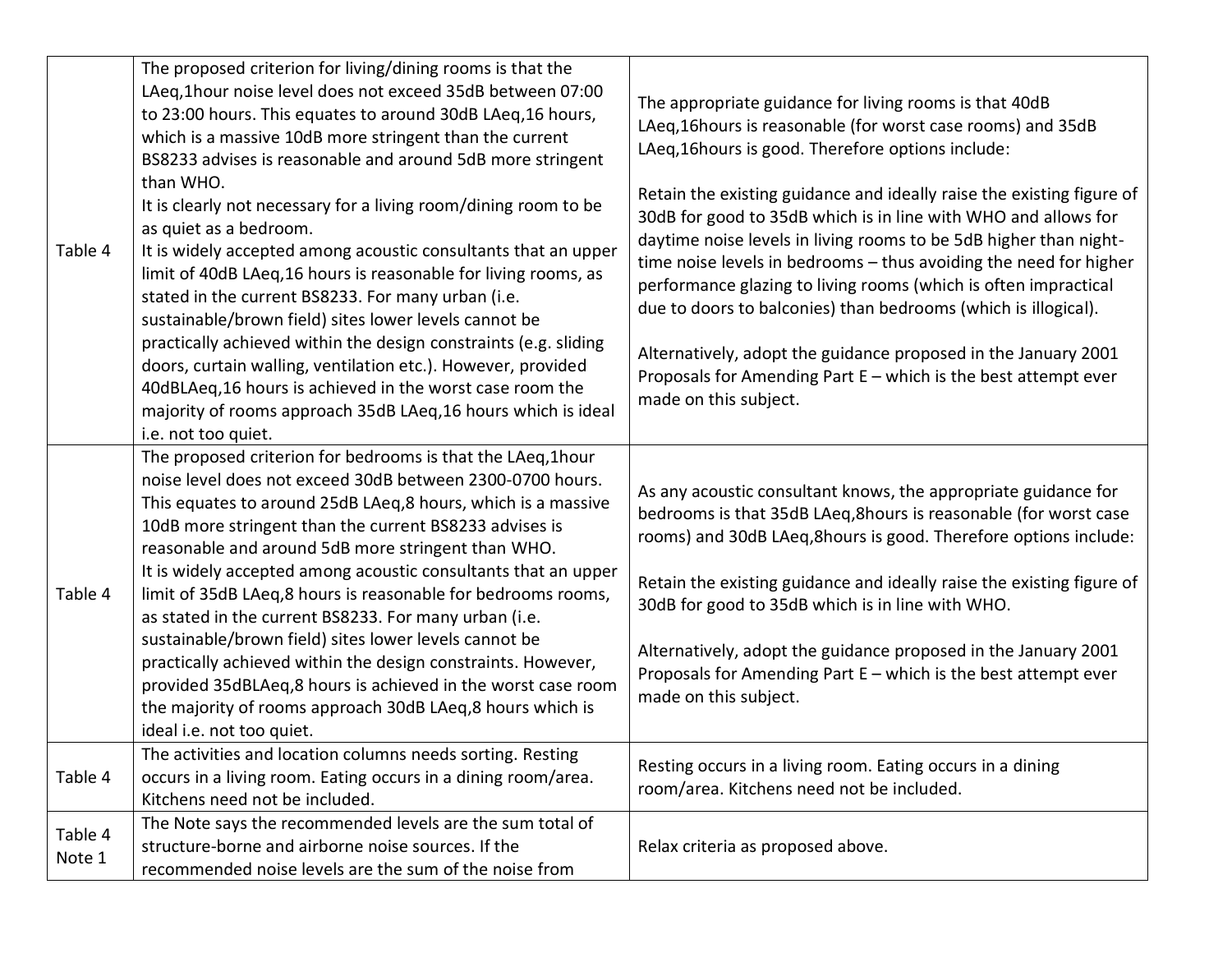| | | |
|---|---|---|
| Table 4 | The proposed criterion for living/dining rooms is that the LAeq,1hour noise level does not exceed 35dB between 07:00 to 23:00 hours. This equates to around 30dB LAeq,16 hours, which is a massive 10dB more stringent than the current BS8233 advises is reasonable and around 5dB more stringent than WHO.<br>It is clearly not necessary for a living room/dining room to be as quiet as a bedroom.<br>It is widely accepted among acoustic consultants that an upper limit of 40dB LAeq,16 hours is reasonable for living rooms, as stated in the current BS8233. For many urban (i.e. sustainable/brown field) sites lower levels cannot be practically achieved within the design constraints (e.g. sliding doors, curtain walling, ventilation etc.). However, provided 40dBLAeq,16 hours is achieved in the worst case room the majority of rooms approach 35dB LAeq,16 hours which is ideal i.e. not too quiet. | The appropriate guidance for living rooms is that 40dB LAeq,16hours is reasonable (for worst case rooms) and 35dB LAeq,16hours is good. Therefore options include:<br><br>Retain the existing guidance and ideally raise the existing figure of 30dB for good to 35dB which is in line with WHO and allows for daytime noise levels in living rooms to be 5dB higher than night-time noise levels in bedrooms – thus avoiding the need for higher performance glazing to living rooms (which is often impractical due to doors to balconies) than bedrooms (which is illogical).<br><br>Alternatively, adopt the guidance proposed in the January 2001 Proposals for Amending Part E – which is the best attempt ever made on this subject. |
| Table 4 | The proposed criterion for bedrooms is that the LAeq,1hour noise level does not exceed 30dB between 2300-0700 hours. This equates to around 25dB LAeq,8 hours, which is a massive 10dB more stringent than the current BS8233 advises is reasonable and around 5dB more stringent than WHO.<br>It is widely accepted among acoustic consultants that an upper limit of 35dB LAeq,8 hours is reasonable for bedrooms rooms, as stated in the current BS8233. For many urban (i.e. sustainable/brown field) sites lower levels cannot be practically achieved within the design constraints. However, provided 35dBLAeq,8 hours is achieved in the worst case room the majority of rooms approach 30dB LAeq,8 hours which is ideal i.e. not too quiet. | As any acoustic consultant knows, the appropriate guidance for bedrooms is that 35dB LAeq,8hours is reasonable (for worst case rooms) and 30dB LAeq,8hours is good. Therefore options include:<br><br>Retain the existing guidance and ideally raise the existing figure of 30dB for good to 35dB which is in line with WHO.<br><br>Alternatively, adopt the guidance proposed in the January 2001 Proposals for Amending Part E – which is the best attempt ever made on this subject. |
| Table 4 | The activities and location columns needs sorting. Resting occurs in a living room. Eating occurs in a dining room/area. Kitchens need not be included. | Resting occurs in a living room. Eating occurs in a dining room/area. Kitchens need not be included. |
| Table 4 Note 1 | The Note says the recommended levels are the sum total of structure-borne and airborne noise sources. If the recommended noise levels are the sum of the noise from | Relax criteria as proposed above. |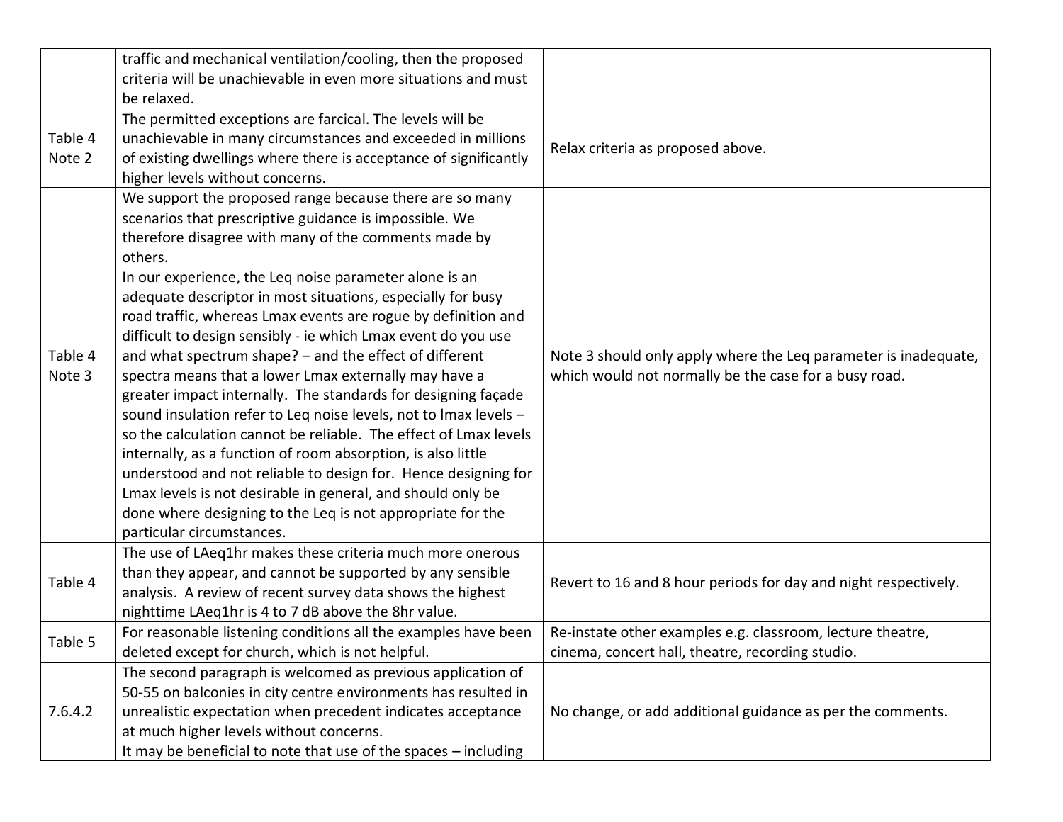|  |  |  |
|---|---|---|
|  | traffic and mechanical ventilation/cooling, then the proposed criteria will be unachievable in even more situations and must be relaxed. |  |
| Table 4 Note 2 | The permitted exceptions are farcical. The levels will be unachievable in many circumstances and exceeded in millions of existing dwellings where there is acceptance of significantly higher levels without concerns. | Relax criteria as proposed above. |
| Table 4 Note 3 | We support the proposed range because there are so many scenarios that prescriptive guidance is impossible. We therefore disagree with many of the comments made by others.<br>In our experience, the Leq noise parameter alone is an adequate descriptor in most situations, especially for busy road traffic, whereas Lmax events are rogue by definition and difficult to design sensibly - ie which Lmax event do you use and what spectrum shape? – and the effect of different spectra means that a lower Lmax externally may have a greater impact internally. The standards for designing façade sound insulation refer to Leq noise levels, not to lmax levels – so the calculation cannot be reliable. The effect of Lmax levels internally, as a function of room absorption, is also little understood and not reliable to design for. Hence designing for Lmax levels is not desirable in general, and should only be done where designing to the Leq is not appropriate for the particular circumstances. | Note 3 should only apply where the Leq parameter is inadequate, which would not normally be the case for a busy road. |
| Table 4 | The use of LAeq1hr makes these criteria much more onerous than they appear, and cannot be supported by any sensible analysis. A review of recent survey data shows the highest nighttime LAeq1hr is 4 to 7 dB above the 8hr value. | Revert to 16 and 8 hour periods for day and night respectively. |
| Table 5 | For reasonable listening conditions all the examples have been deleted except for church, which is not helpful. | Re-instate other examples e.g. classroom, lecture theatre, cinema, concert hall, theatre, recording studio. |
| 7.6.4.2 | The second paragraph is welcomed as previous application of 50-55 on balconies in city centre environments has resulted in unrealistic expectation when precedent indicates acceptance at much higher levels without concerns.<br>It may be beneficial to note that use of the spaces – including | No change, or add additional guidance as per the comments. |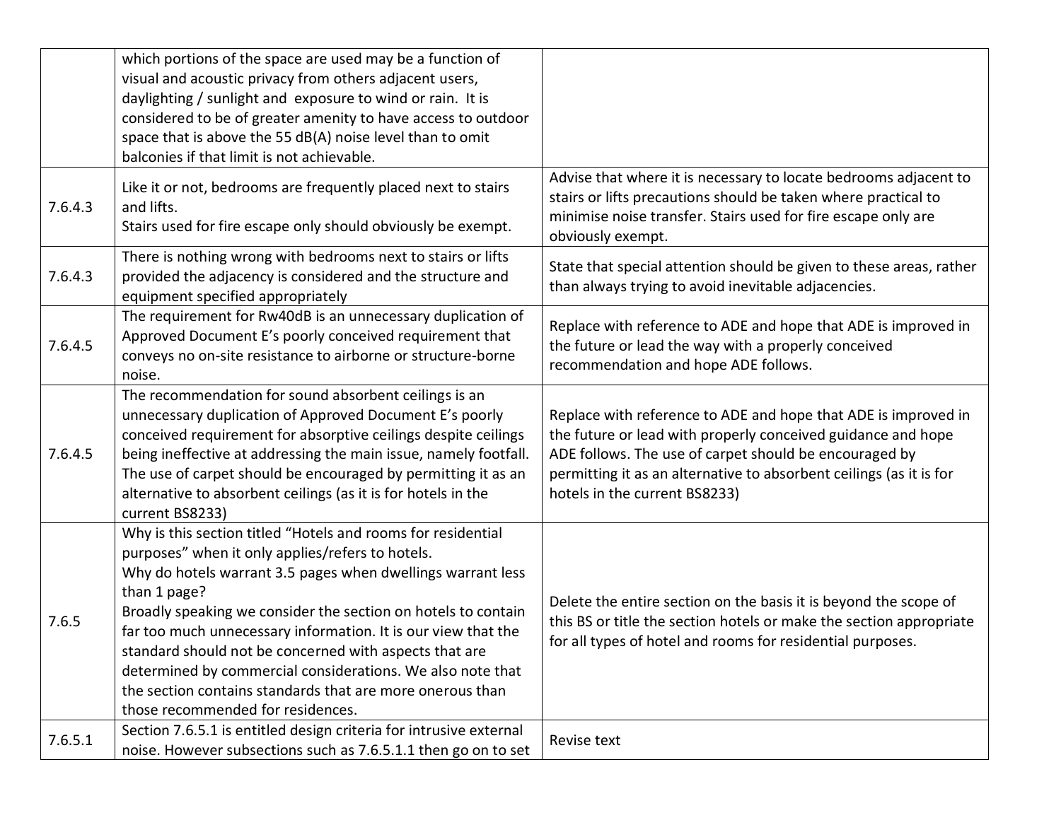| | | |
|---|---|---|
| | which portions of the space are used may be a function of visual and acoustic privacy from others adjacent users, daylighting / sunlight and exposure to wind or rain. It is considered to be of greater amenity to have access to outdoor space that is above the 55 dB(A) noise level than to omit balconies if that limit is not achievable. | |
| 7.6.4.3 | Like it or not, bedrooms are frequently placed next to stairs and lifts.<br>Stairs used for fire escape only should obviously be exempt. | Advise that where it is necessary to locate bedrooms adjacent to stairs or lifts precautions should be taken where practical to minimise noise transfer. Stairs used for fire escape only are obviously exempt. |
| 7.6.4.3 | There is nothing wrong with bedrooms next to stairs or lifts provided the adjacency is considered and the structure and equipment specified appropriately | State that special attention should be given to these areas, rather than always trying to avoid inevitable adjacencies. |
| 7.6.4.5 | The requirement for Rw40dB is an unnecessary duplication of Approved Document E's poorly conceived requirement that conveys no on-site resistance to airborne or structure-borne noise. | Replace with reference to ADE and hope that ADE is improved in the future or lead the way with a properly conceived recommendation and hope ADE follows. |
| 7.6.4.5 | The recommendation for sound absorbent ceilings is an unnecessary duplication of Approved Document E's poorly conceived requirement for absorptive ceilings despite ceilings being ineffective at addressing the main issue, namely footfall. The use of carpet should be encouraged by permitting it as an alternative to absorbent ceilings (as it is for hotels in the current BS8233) | Replace with reference to ADE and hope that ADE is improved in the future or lead with properly conceived guidance and hope ADE follows. The use of carpet should be encouraged by permitting it as an alternative to absorbent ceilings (as it is for hotels in the current BS8233) |
| 7.6.5 | Why is this section titled "Hotels and rooms for residential purposes" when it only applies/refers to hotels.<br>Why do hotels warrant 3.5 pages when dwellings warrant less than 1 page?<br>Broadly speaking we consider the section on hotels to contain far too much unnecessary information. It is our view that the standard should not be concerned with aspects that are determined by commercial considerations. We also note that the section contains standards that are more onerous than those recommended for residences. | Delete the entire section on the basis it is beyond the scope of this BS or title the section hotels or make the section appropriate for all types of hotel and rooms for residential purposes. |
| 7.6.5.1 | Section 7.6.5.1 is entitled design criteria for intrusive external noise. However subsections such as 7.6.5.1.1 then go on to set | Revise text |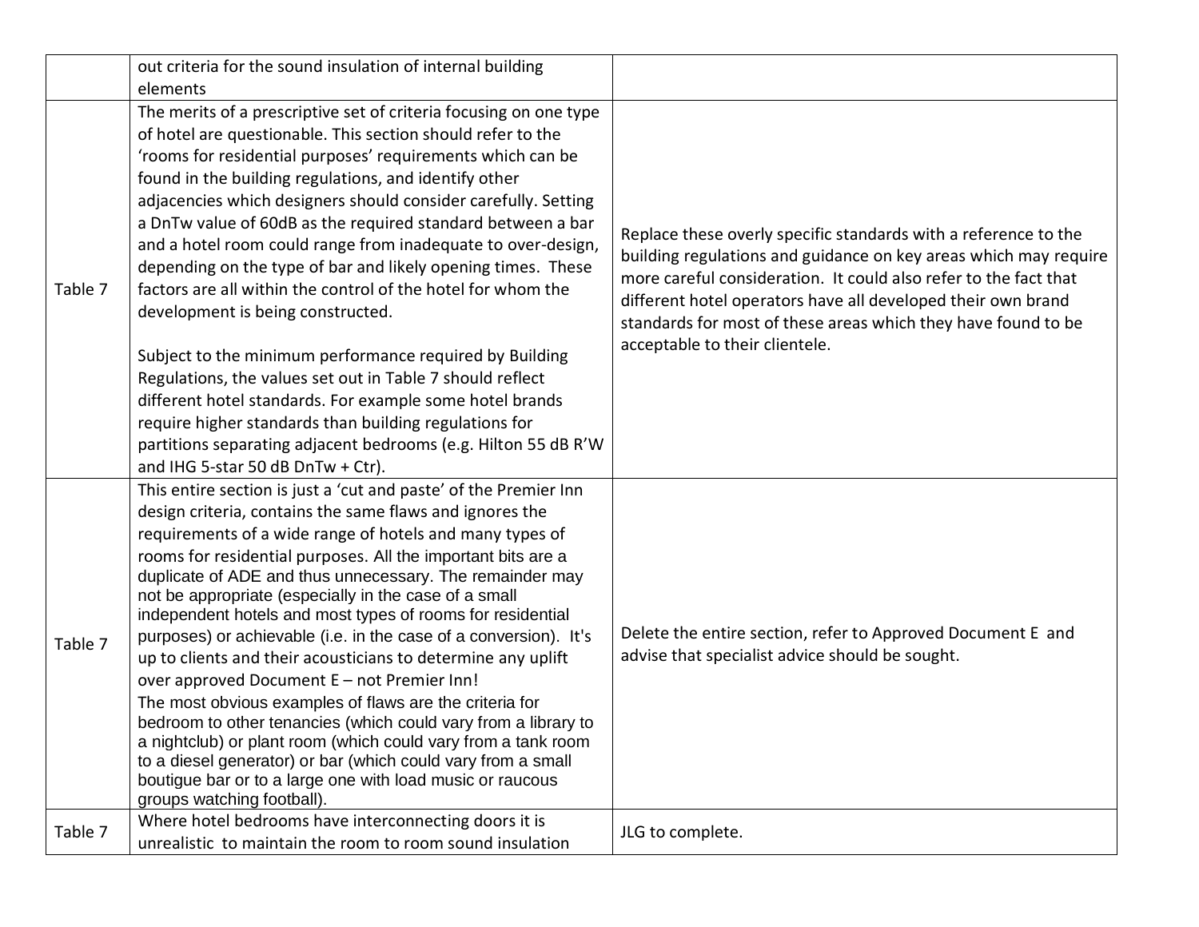| | | |
|---|---|---|
| | out criteria for the sound insulation of internal building elements | |
| Table 7 | The merits of a prescriptive set of criteria focusing on one type of hotel are questionable. This section should refer to the 'rooms for residential purposes' requirements which can be found in the building regulations, and identify other adjacencies which designers should consider carefully. Setting a DnTw value of 60dB as the required standard between a bar and a hotel room could range from inadequate to over-design, depending on the type of bar and likely opening times. These factors are all within the control of the hotel for whom the development is being constructed.<br><br>Subject to the minimum performance required by Building Regulations, the values set out in Table 7 should reflect different hotel standards. For example some hotel brands require higher standards than building regulations for partitions separating adjacent bedrooms (e.g. Hilton 55 dB R'W and IHG 5-star 50 dB DnTw + Ctr). | Replace these overly specific standards with a reference to the building regulations and guidance on key areas which may require more careful consideration. It could also refer to the fact that different hotel operators have all developed their own brand standards for most of these areas which they have found to be acceptable to their clientele. |
| Table 7 | This entire section is just a 'cut and paste' of the Premier Inn design criteria, contains the same flaws and ignores the requirements of a wide range of hotels and many types of rooms for residential purposes. All the important bits are a duplicate of ADE and thus unnecessary. The remainder may not be appropriate (especially in the case of a small independent hotels and most types of rooms for residential purposes) or achievable (i.e. in the case of a conversion). It's up to clients and their acousticians to determine any uplift over approved Document E – not Premier Inn!<br>The most obvious examples of flaws are the criteria for bedroom to other tenancies (which could vary from a library to a nightclub) or plant room (which could vary from a tank room to a diesel generator) or bar (which could vary from a small boutigue bar or to a large one with load music or raucous groups watching football). | Delete the entire section, refer to Approved Document E and advise that specialist advice should be sought. |
| Table 7 | Where hotel bedrooms have interconnecting doors it is unrealistic to maintain the room to room sound insulation | JLG to complete. |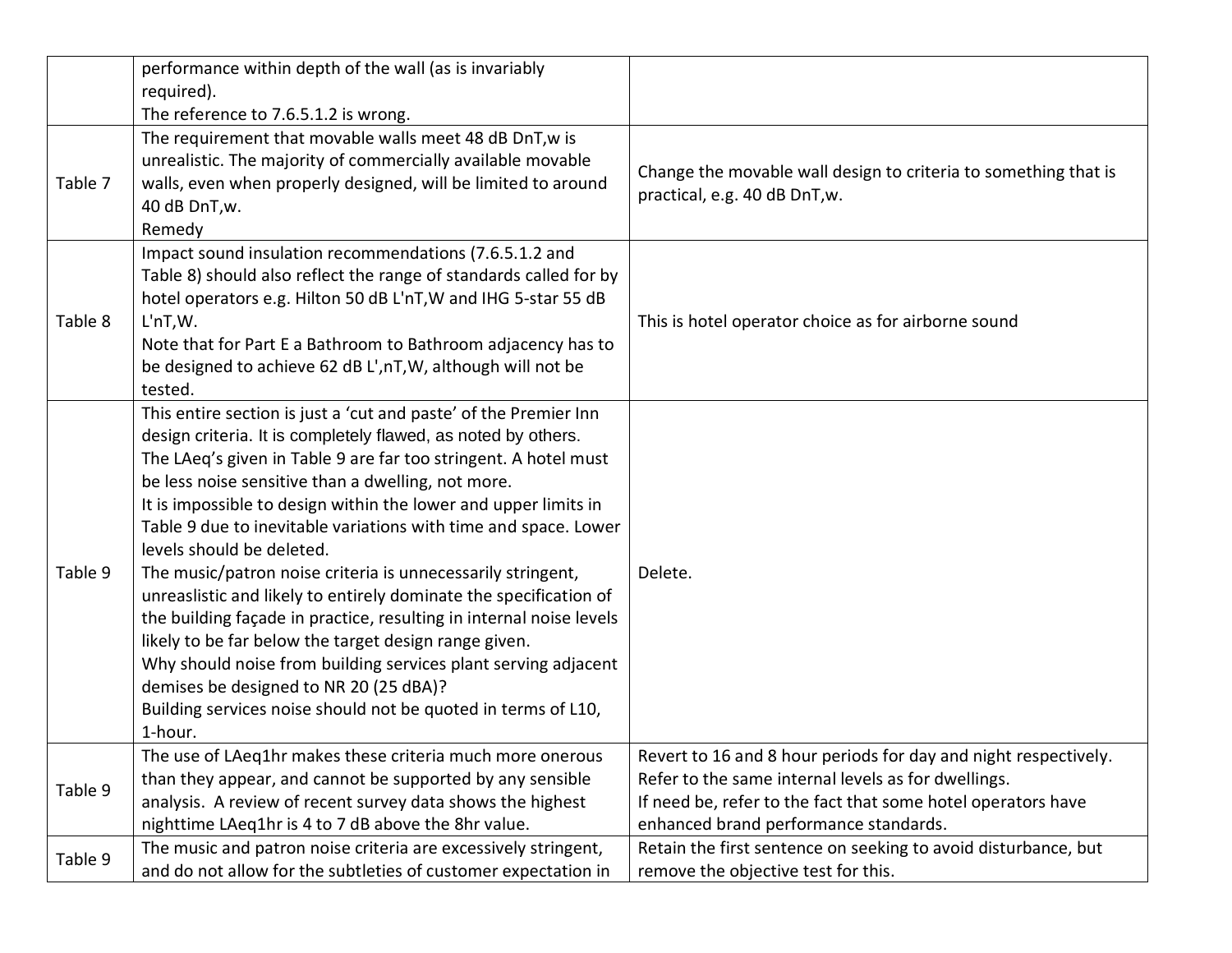| | | |
|---|---|---|
| | performance within depth of the wall (as is invariably required).<br>The reference to 7.6.5.1.2 is wrong. | |
| Table 7 | The requirement that movable walls meet 48 dB DnT,w is unrealistic. The majority of commercially available movable walls, even when properly designed, will be limited to around 40 dB DnT,w.<br>Remedy | Change the movable wall design to criteria to something that is practical, e.g. 40 dB DnT,w. |
| Table 8 | Impact sound insulation recommendations (7.6.5.1.2 and Table 8) should also reflect the range of standards called for by hotel operators e.g. Hilton 50 dB L'nT,W and IHG 5-star 55 dB L'nT,W.<br>Note that for Part E a Bathroom to Bathroom adjacency has to be designed to achieve 62 dB L',nT,W, although will not be tested. | This is hotel operator choice as for airborne sound |
| Table 9 | This entire section is just a 'cut and paste' of the Premier Inn design criteria. It is completely flawed, as noted by others.<br>The LAeq's given in Table 9 are far too stringent. A hotel must be less noise sensitive than a dwelling, not more.<br>It is impossible to design within the lower and upper limits in Table 9 due to inevitable variations with time and space. Lower levels should be deleted.<br>The music/patron noise criteria is unnecessarily stringent, unreaslistic and likely to entirely dominate the specification of the building façade in practice, resulting in internal noise levels likely to be far below the target design range given.<br>Why should noise from building services plant serving adjacent demises be designed to NR 20 (25 dBA)?<br>Building services noise should not be quoted in terms of L10, 1-hour. | Delete. |
| Table 9 | The use of LAeq1hr makes these criteria much more onerous than they appear, and cannot be supported by any sensible analysis. A review of recent survey data shows the highest nighttime LAeq1hr is 4 to 7 dB above the 8hr value. | Revert to 16 and 8 hour periods for day and night respectively.<br>Refer to the same internal levels as for dwellings.<br>If need be, refer to the fact that some hotel operators have enhanced brand performance standards. |
| Table 9 | The music and patron noise criteria are excessively stringent, and do not allow for the subtleties of customer expectation in | Retain the first sentence on seeking to avoid disturbance, but remove the objective test for this. |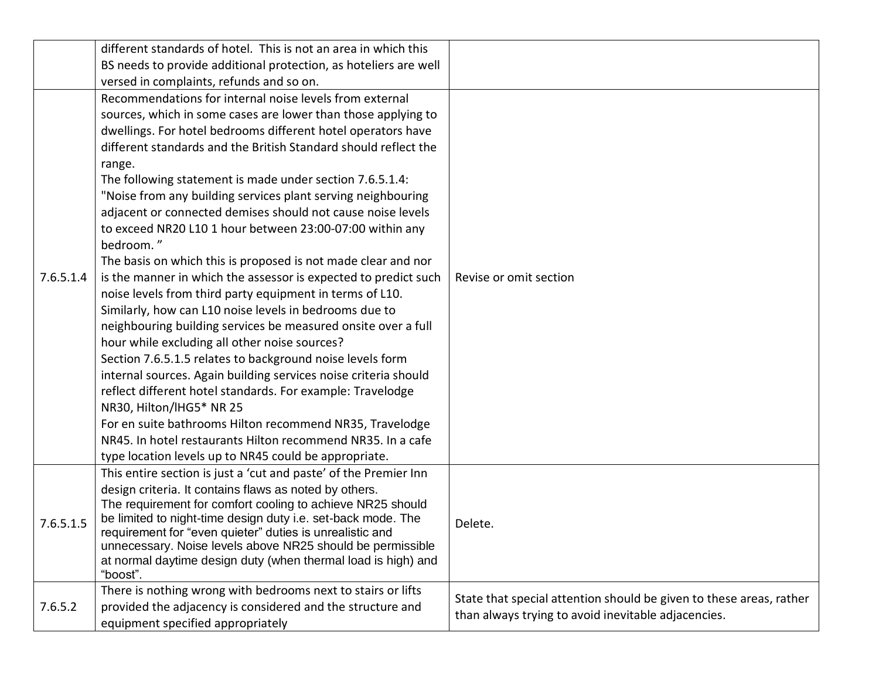| | | |
|---|---|---|
| | different standards of hotel. This is not an area in which this BS needs to provide additional protection, as hoteliers are well versed in complaints, refunds and so on. | |
| 7.6.5.1.4 | Recommendations for internal noise levels from external sources, which in some cases are lower than those applying to dwellings. For hotel bedrooms different hotel operators have different standards and the British Standard should reflect the range.<br>The following statement is made under section 7.6.5.1.4: "Noise from any building services plant serving neighbouring adjacent or connected demises should not cause noise levels to exceed NR20 L10 1 hour between 23:00-07:00 within any bedroom. "<br>The basis on which this is proposed is not made clear and nor is the manner in which the assessor is expected to predict such noise levels from third party equipment in terms of L10. Similarly, how can L10 noise levels in bedrooms due to neighbouring building services be measured onsite over a full hour while excluding all other noise sources?<br>Section 7.6.5.1.5 relates to background noise levels form internal sources. Again building services noise criteria should reflect different hotel standards. For example: Travelodge NR30, Hilton/lHG5* NR 25<br>For en suite bathrooms Hilton recommend NR35, Travelodge NR45. In hotel restaurants Hilton recommend NR35. In a cafe type location levels up to NR45 could be appropriate. | Revise or omit section |
| 7.6.5.1.5 | This entire section is just a 'cut and paste' of the Premier Inn design criteria. It contains flaws as noted by others.<br>The requirement for comfort cooling to achieve NR25 should be limited to night-time design duty i.e. set-back mode. The requirement for "even quieter" duties is unrealistic and unnecessary. Noise levels above NR25 should be permissible at normal daytime design duty (when thermal load is high) and "boost". | Delete. |
| 7.6.5.2 | There is nothing wrong with bedrooms next to stairs or lifts provided the adjacency is considered and the structure and equipment specified appropriately | State that special attention should be given to these areas, rather than always trying to avoid inevitable adjacencies. |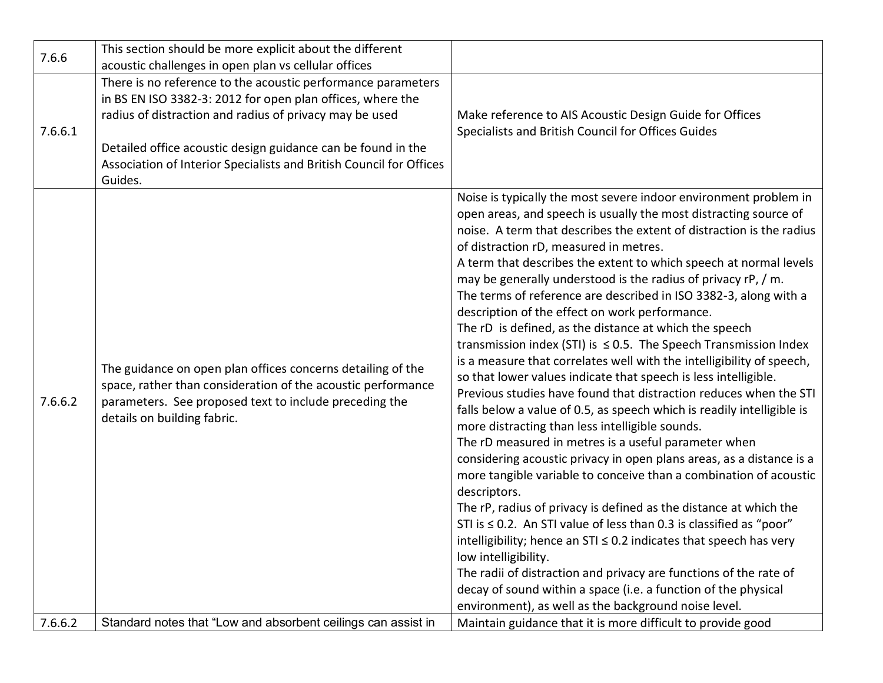| | | |
|---|---|---|
| 7.6.6 | This section should be more explicit about the different acoustic challenges in open plan vs cellular offices | |
| 7.6.6.1 | There is no reference to the acoustic performance parameters in BS EN ISO 3382-3: 2012 for open plan offices, where the radius of distraction and radius of privacy may be used<br><br>Detailed office acoustic design guidance can be found in the Association of Interior Specialists and British Council for Offices Guides. | Make reference to AIS Acoustic Design Guide for Offices Specialists and British Council for Offices Guides |
| 7.6.6.2 | The guidance on open plan offices concerns detailing of the space, rather than consideration of the acoustic performance parameters. See proposed text to include preceding the details on building fabric. | Noise is typically the most severe indoor environment problem in open areas, and speech is usually the most distracting source of noise. A term that describes the extent of distraction is the radius of distraction rD, measured in metres.<br>A term that describes the extent to which speech at normal levels may be generally understood is the radius of privacy rP, / m.<br>The terms of reference are described in ISO 3382-3, along with a description of the effect on work performance.<br>The rD is defined, as the distance at which the speech transmission index (STI) is ≤ 0.5. The Speech Transmission Index is a measure that correlates well with the intelligibility of speech, so that lower values indicate that speech is less intelligible.<br>Previous studies have found that distraction reduces when the STI falls below a value of 0.5, as speech which is readily intelligible is more distracting than less intelligible sounds.<br>The rD measured in metres is a useful parameter when considering acoustic privacy in open plans areas, as a distance is a more tangible variable to conceive than a combination of acoustic descriptors.<br>The rP, radius of privacy is defined as the distance at which the STI is ≤ 0.2. An STI value of less than 0.3 is classified as "poor" intelligibility; hence an STI ≤ 0.2 indicates that speech has very low intelligibility.<br>The radii of distraction and privacy are functions of the rate of decay of sound within a space (i.e. a function of the physical environment), as well as the background noise level. |
| 7.6.6.2 | Standard notes that "Low and absorbent ceilings can assist in | Maintain guidance that it is more difficult to provide good |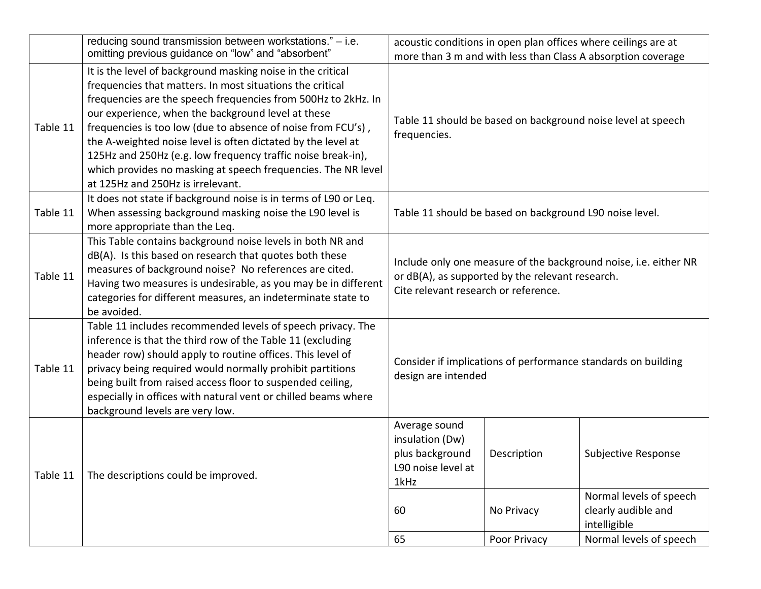| | | |
|---|---|---|
| | reducing sound transmission between workstations." – i.e. omitting previous guidance on "low" and "absorbent" | acoustic conditions in open plan offices where ceilings are at more than 3 m and with less than Class A absorption coverage |
| Table 11 | It is the level of background masking noise in the critical frequencies that matters. In most situations the critical frequencies are the speech frequencies from 500Hz to 2kHz. In our experience, when the background level at these frequencies is too low (due to absence of noise from FCU's) , the A-weighted noise level is often dictated by the level at 125Hz and 250Hz (e.g. low frequency traffic noise break-in), which provides no masking at speech frequencies. The NR level at 125Hz and 250Hz is irrelevant. | Table 11 should be based on background noise level at speech frequencies. |
| Table 11 | It does not state if background noise is in terms of L90 or Leq. When assessing background masking noise the L90 level is more appropriate than the Leq. | Table 11 should be based on background L90 noise level. |
| Table 11 | This Table contains background noise levels in both NR and dB(A). Is this based on research that quotes both these measures of background noise? No references are cited. Having two measures is undesirable, as you may be in different categories for different measures, an indeterminate state to be avoided. | Include only one measure of the background noise, i.e. either NR or dB(A), as supported by the relevant research.<br>Cite relevant research or reference. |
| Table 11 | Table 11 includes recommended levels of speech privacy. The inference is that the third row of the Table 11 (excluding header row) should apply to routine offices. This level of privacy being required would normally prohibit partitions being built from raised access floor to suspended ceiling, especially in offices with natural vent or chilled beams where background levels are very low. | Consider if implications of performance standards on building design are intended |
| Table 11 | The descriptions could be improved. | <table><tr><td>Average sound insulation (Dw) plus background L90 noise level at 1kHz</td><td>Description</td><td>Subjective Response</td></tr><tr><td>60</td><td>No Privacy</td><td>Normal levels of speech clearly audible and intelligible</td></tr><tr><td>65</td><td>Poor Privacy</td><td>Normal levels of speech</td></tr></table> |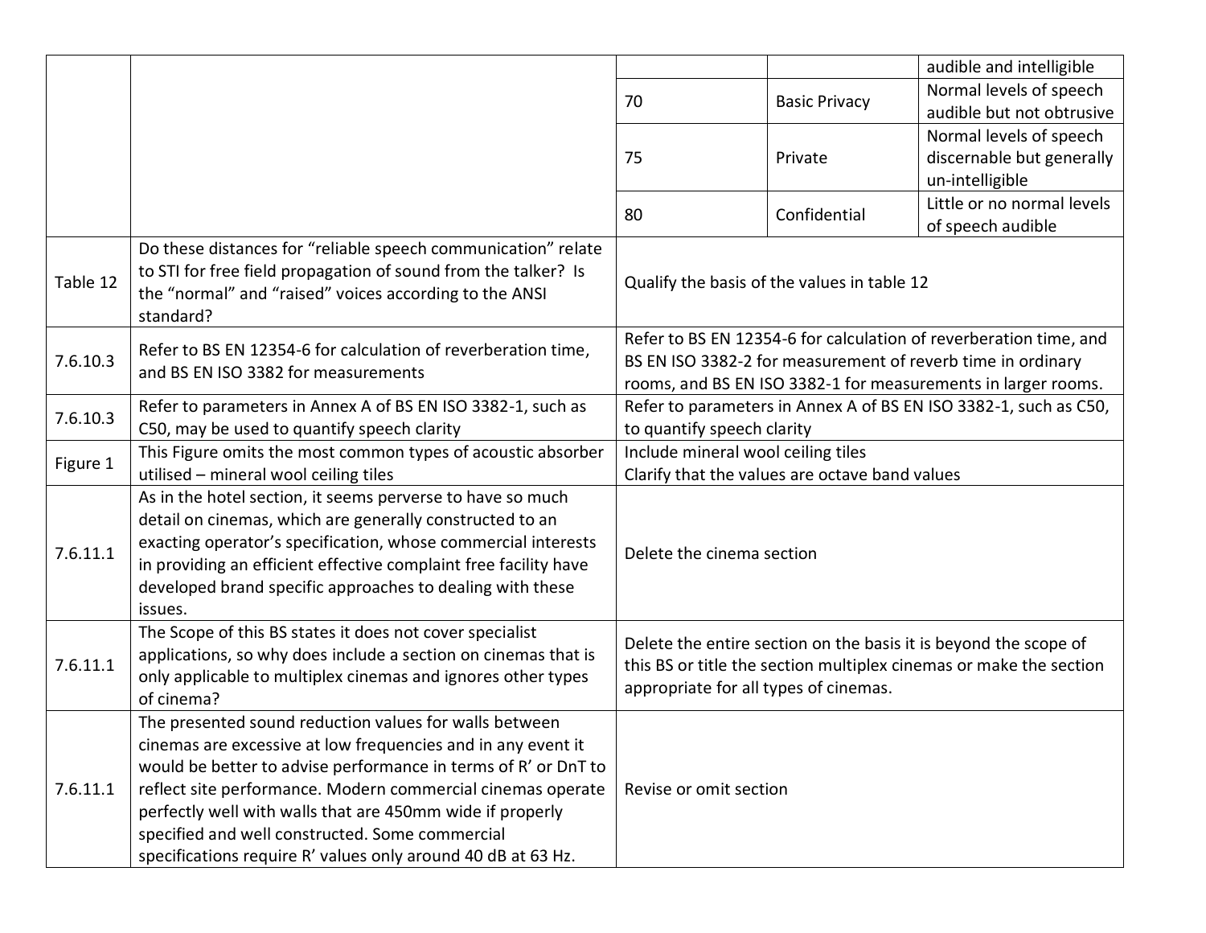| | | | | |
|---|---|---|---|---|
| | | | | audible and intelligible |
| | | 70 | Basic Privacy | Normal levels of speech audible but not obtrusive |
| | | 75 | Private | Normal levels of speech discernable but generally un-intelligible |
| | | 80 | Confidential | Little or no normal levels of speech audible |
| Table 12 | Do these distances for “reliable speech communication” relate to STI for free field propagation of sound from the talker? Is the “normal” and “raised” voices according to the ANSI standard? | Qualify the basis of the values in table 12 | | |
| 7.6.10.3 | Refer to BS EN 12354-6 for calculation of reverberation time, and BS EN ISO 3382 for measurements | Refer to BS EN 12354-6 for calculation of reverberation time, and BS EN ISO 3382-2 for measurement of reverb time in ordinary rooms, and BS EN ISO 3382-1 for measurements in larger rooms. | | |
| 7.6.10.3 | Refer to parameters in Annex A of BS EN ISO 3382-1, such as C50, may be used to quantify speech clarity | Refer to parameters in Annex A of BS EN ISO 3382-1, such as C50, to quantify speech clarity | | |
| Figure 1 | This Figure omits the most common types of acoustic absorber utilised – mineral wool ceiling tiles | Include mineral wool ceiling tiles<br>Clarify that the values are octave band values | | |
| 7.6.11.1 | As in the hotel section, it seems perverse to have so much detail on cinemas, which are generally constructed to an exacting operator’s specification, whose commercial interests in providing an efficient effective complaint free facility have developed brand specific approaches to dealing with these issues. | Delete the cinema section | | |
| 7.6.11.1 | The Scope of this BS states it does not cover specialist applications, so why does include a section on cinemas that is only applicable to multiplex cinemas and ignores other types of cinema? | Delete the entire section on the basis it is beyond the scope of this BS or title the section multiplex cinemas or make the section appropriate for all types of cinemas. | | |
| 7.6.11.1 | The presented sound reduction values for walls between cinemas are excessive at low frequencies and in any event it would be better to advise performance in terms of R’ or DnT to reflect site performance. Modern commercial cinemas operate perfectly well with walls that are 450mm wide if properly specified and well constructed. Some commercial specifications require R’ values only around 40 dB at 63 Hz. | Revise or omit section | | |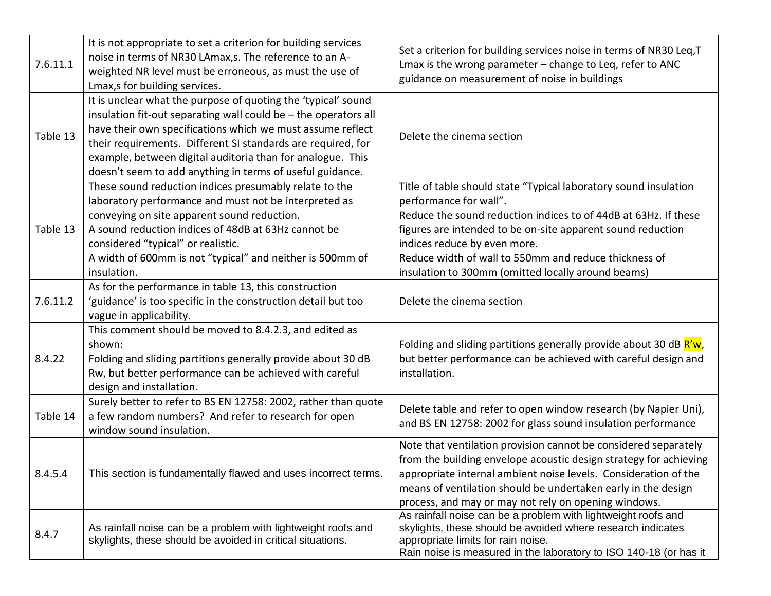| | | |
|---|---|---|
| 7.6.11.1 | It is not appropriate to set a criterion for building services noise in terms of NR30 LAmax,s. The reference to an A-weighted NR level must be erroneous, as must the use of Lmax,s for building services. | Set a criterion for building services noise in terms of NR30 Leq,T Lmax is the wrong parameter – change to Leq, refer to ANC guidance on measurement of noise in buildings |
| Table 13 | It is unclear what the purpose of quoting the 'typical' sound insulation fit-out separating wall could be – the operators all have their own specifications which we must assume reflect their requirements. Different SI standards are required, for example, between digital auditoria than for analogue. This doesn't seem to add anything in terms of useful guidance. | Delete the cinema section |
| Table 13 | These sound reduction indices presumably relate to the laboratory performance and must not be interpreted as conveying on site apparent sound reduction.<br>A sound reduction indices of 48dB at 63Hz cannot be considered "typical" or realistic.<br>A width of 600mm is not "typical" and neither is 500mm of insulation. | Title of table should state "Typical laboratory sound insulation performance for wall".<br>Reduce the sound reduction indices to of 44dB at 63Hz. If these figures are intended to be on-site apparent sound reduction indices reduce by even more.<br>Reduce width of wall to 550mm and reduce thickness of insulation to 300mm (omitted locally around beams) |
| 7.6.11.2 | As for the performance in table 13, this construction 'guidance' is too specific in the construction detail but too vague in applicability. | Delete the cinema section |
| 8.4.22 | This comment should be moved to 8.4.2.3, and edited as shown:<br>Folding and sliding partitions generally provide about 30 dB Rw, but better performance can be achieved with careful design and installation. | Folding and sliding partitions generally provide about 30 dB R'w, but better performance can be achieved with careful design and installation. |
| Table 14 | Surely better to refer to BS EN 12758: 2002, rather than quote a few random numbers? And refer to research for open window sound insulation. | Delete table and refer to open window research (by Napier Uni), and BS EN 12758: 2002 for glass sound insulation performance |
| 8.4.5.4 | This section is fundamentally flawed and uses incorrect terms. | Note that ventilation provision cannot be considered separately from the building envelope acoustic design strategy for achieving appropriate internal ambient noise levels. Consideration of the means of ventilation should be undertaken early in the design process, and may or may not rely on opening windows. |
| 8.4.7 | As rainfall noise can be a problem with lightweight roofs and skylights, these should be avoided in critical situations. | As rainfall noise can be a problem with lightweight roofs and skylights, these should be avoided where research indicates appropriate limits for rain noise.<br>Rain noise is measured in the laboratory to ISO 140-18 (or has it |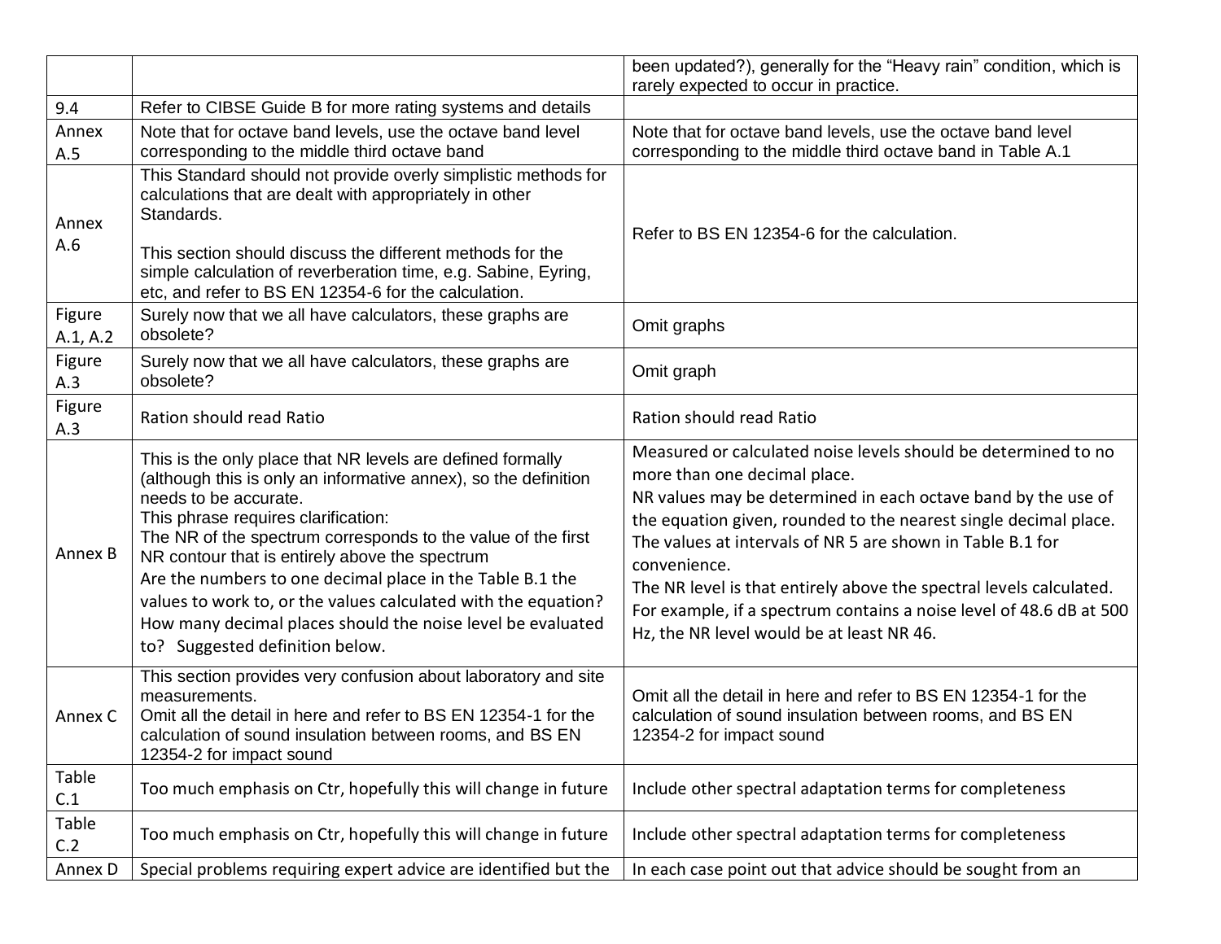| | | |
|---|---|---|
| | | been updated?), generally for the “Heavy rain” condition, which is rarely expected to occur in practice. |
| 9.4 | Refer to CIBSE Guide B for more rating systems and details | |
| Annex A.5 | Note that for octave band levels, use the octave band level corresponding to the middle third octave band | Note that for octave band levels, use the octave band level corresponding to the middle third octave band in Table A.1 |
| Annex A.6 | This Standard should not provide overly simplistic methods for calculations that are dealt with appropriately in other Standards.<br><br>This section should discuss the different methods for the simple calculation of reverberation time, e.g. Sabine, Eyring, etc, and refer to BS EN 12354-6 for the calculation. | Refer to BS EN 12354-6 for the calculation. |
| Figure A.1, A.2 | Surely now that we all have calculators, these graphs are obsolete? | Omit graphs |
| Figure A.3 | Surely now that we all have calculators, these graphs are obsolete? | Omit graph |
| Figure A.3 | Ration should read Ratio | Ration should read Ratio |
| Annex B | This is the only place that NR levels are defined formally (although this is only an informative annex), so the definition needs to be accurate.<br>This phrase requires clarification:<br>The NR of the spectrum corresponds to the value of the first NR contour that is entirely above the spectrum<br>Are the numbers to one decimal place in the Table B.1 the values to work to, or the values calculated with the equation? How many decimal places should the noise level be evaluated to? Suggested definition below. | Measured or calculated noise levels should be determined to no more than one decimal place.<br>NR values may be determined in each octave band by the use of the equation given, rounded to the nearest single decimal place. The values at intervals of NR 5 are shown in Table B.1 for convenience.<br>The NR level is that entirely above the spectral levels calculated. For example, if a spectrum contains a noise level of 48.6 dB at 500 Hz, the NR level would be at least NR 46. |
| Annex C | This section provides very confusion about laboratory and site measurements.<br>Omit all the detail in here and refer to BS EN 12354-1 for the calculation of sound insulation between rooms, and BS EN 12354-2 for impact sound | Omit all the detail in here and refer to BS EN 12354-1 for the calculation of sound insulation between rooms, and BS EN 12354-2 for impact sound |
| Table C.1 | Too much emphasis on Ctr, hopefully this will change in future | Include other spectral adaptation terms for completeness |
| Table C.2 | Too much emphasis on Ctr, hopefully this will change in future | Include other spectral adaptation terms for completeness |
| Annex D | Special problems requiring expert advice are identified but the | In each case point out that advice should be sought from an |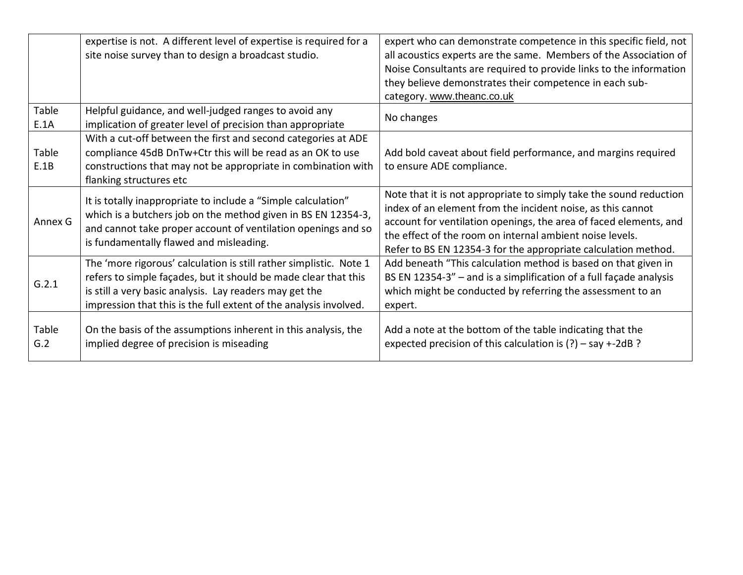| | | |
|---|---|---|
| | expertise is not. A different level of expertise is required for a site noise survey than to design a broadcast studio. | expert who can demonstrate competence in this specific field, not all acoustics experts are the same. Members of the Association of Noise Consultants are required to provide links to the information they believe demonstrates their competence in each sub-category. www.theanc.co.uk |
| Table E.1A | Helpful guidance, and well-judged ranges to avoid any implication of greater level of precision than appropriate | No changes |
| Table E.1B | With a cut-off between the first and second categories at ADE compliance 45dB DnTw+Ctr this will be read as an OK to use constructions that may not be appropriate in combination with flanking structures etc | Add bold caveat about field performance, and margins required to ensure ADE compliance. |
| Annex G | It is totally inappropriate to include a "Simple calculation" which is a butchers job on the method given in BS EN 12354-3, and cannot take proper account of ventilation openings and so is fundamentally flawed and misleading. | Note that it is not appropriate to simply take the sound reduction index of an element from the incident noise, as this cannot account for ventilation openings, the area of faced elements, and the effect of the room on internal ambient noise levels. Refer to BS EN 12354-3 for the appropriate calculation method. |
| G.2.1 | The 'more rigorous' calculation is still rather simplistic. Note 1 refers to simple façades, but it should be made clear that this is still a very basic analysis. Lay readers may get the impression that this is the full extent of the analysis involved. | Add beneath "This calculation method is based on that given in BS EN 12354-3" – and is a simplification of a full façade analysis which might be conducted by referring the assessment to an expert. |
| Table G.2 | On the basis of the assumptions inherent in this analysis, the implied degree of precision is miseading | Add a note at the bottom of the table indicating that the expected precision of this calculation is (?) – say +-2dB ? |